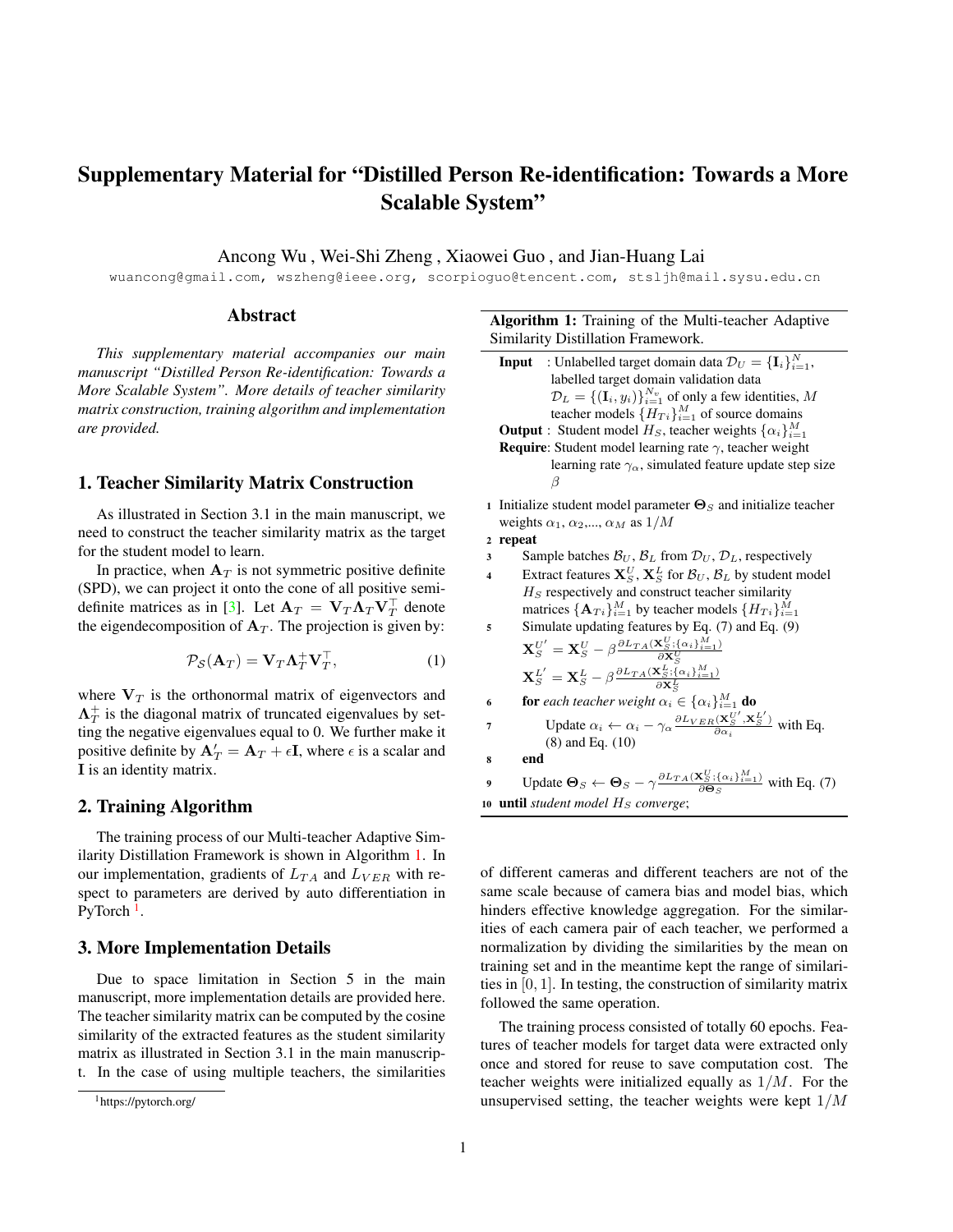# Supplementary Material for "Distilled Person Re-identification: Towards a More Scalable System"

Ancong Wu , Wei-Shi Zheng , Xiaowei Guo , and Jian-Huang Lai

wuancong@gmail.com, wszheng@ieee.org, scorpioguo@tencent.com, stsljh@mail.sysu.edu.cn

## Abstract

*This supplementary material accompanies our main manuscript "Distilled Person Re-identification: Towards a More Scalable System". More details of teacher similarity matrix construction, training algorithm and implementation are provided.*

## 1. Teacher Similarity Matrix Construction

As illustrated in Section 3.1 in the main manuscript, we need to construct the teacher similarity matrix as the target for the student model to learn.

In practice, when $\mathbf{A}_T$ is not symmetric positive definite (SPD), we can project it onto the cone of all positive semi-definite matrices as in [3]. Let $\mathbf{A}_T = \mathbf{V}_T \mathbf{\Lambda}_T \mathbf{V}_T^\top$ denote the eigendecomposition of $\mathbf{A}_T$. The projection is given by:

$$\mathcal{P}_{\mathcal{S}}(\mathbf{A}_T) = \mathbf{V}_T \mathbf{\Lambda}_T^+ \mathbf{V}_T^\top, \tag{1}$$

where $\mathbf{V}_T$ is the orthonormal matrix of eigenvectors and $\mathbf{\Lambda}_T^+$ is the diagonal matrix of truncated eigenvalues by setting the negative eigenvalues equal to 0. We further make it positive definite by $\mathbf{A}_T' = \mathbf{A}_T + \epsilon \mathbf{I}$, where $\epsilon$ is a scalar and $\mathbf{I}$ is an identity matrix.

## 2. Training Algorithm

The training process of our Multi-teacher Adaptive Similarity Distillation Framework is shown in Algorithm 1. In our implementation, gradients of $L_{TA}$ and $L_{VER}$ with respect to parameters are derived by auto differentiation in PyTorch [1].

## 3. More Implementation Details

Due to space limitation in Section 5 in the main manuscript, more implementation details are provided here. The teacher similarity matrix can be computed by the cosine similarity of the extracted features as the student similarity matrix as illustrated in Section 3.1 in the main manuscript. In the case of using multiple teachers, the similarities of different cameras and different teachers are not of the same scale because of camera bias and model bias, which hinders effective knowledge aggregation. For the similarities of each camera pair of each teacher, we performed a normalization by dividing the similarities by the mean on training set and in the meantime kept the range of similarities in $[0, 1]$. In testing, the construction of similarity matrix followed the same operation.

The training process consisted of totally 60 epochs. Features of teacher models for target data were extracted only once and stored for reuse to save computation cost. The teacher weights were initialized equally as $1/M$. For the unsupervised setting, the teacher weights were kept $1/M$

---

**Algorithm 1:** Training of the Multi-teacher Adaptive Similarity Distillation Framework.

**Input** : Unlabelled target domain data $\mathcal{D}_U = \{\mathbf{I}_i\}_{i=1}^N$, labelled target domain validation data $\mathcal{D}_L = \{(\mathbf{I}_i, y_i)\}_{i=1}^{N_v}$ of only a few identities, $M$ teacher models $\{H_{Ti}\}_{i=1}^M$ of source domains

**Output** : Student model $H_S$, teacher weights $\{\alpha_i\}_{i=1}^M$

**Require**: Student model learning rate $\gamma$, teacher weight learning rate $\gamma_\alpha$, simulated feature update step size $\beta$

1. Initialize student model parameter $\mathbf{\Theta}_S$ and initialize teacher weights $\alpha_1, \alpha_2, ..., \alpha_M$ as $1/M$
2. **repeat**
3. Sample batches $\mathcal{B}_U$, $\mathcal{B}_L$ from $\mathcal{D}_U$, $\mathcal{D}_L$, respectively
4. Extract features $\mathbf{X}_S^U$, $\mathbf{X}_S^L$ for $\mathcal{B}_U$, $\mathcal{B}_L$ by student model $H_S$ respectively and construct teacher similarity matrices $\{\mathbf{A}_{Ti}\}_{i=1}^M$ by teacher models $\{H_{Ti}\}_{i=1}^M$
5. Simulate updating features by Eq. (7) and Eq. (9)
   $\mathbf{X}_S^{U'} = \mathbf{X}_S^U - \beta \frac{\partial L_{TA}(\mathbf{X}_S^U; \{\alpha_i\}_{i=1}^M)}{\partial \mathbf{X}_S^U}$
   $\mathbf{X}_S^{L'} = \mathbf{X}_S^L - \beta \frac{\partial L_{TA}(\mathbf{X}_S^L; \{\alpha_i\}_{i=1}^M)}{\partial \mathbf{X}_S^L}$
6. **for** *each teacher weight* $\alpha_i \in \{\alpha_i\}_{i=1}^M$ **do**
7. Update $\alpha_i \leftarrow \alpha_i - \gamma_\alpha \frac{\partial L_{VER}(\mathbf{X}_S^{U'}, \mathbf{X}_S^{L'})}{\partial \alpha_i}$ with Eq. (8) and Eq. (10)
8. **end**
9. Update $\mathbf{\Theta}_S \leftarrow \mathbf{\Theta}_S - \gamma \frac{\partial L_{TA}(\mathbf{X}_S^U; \{\alpha_i\}_{i=1}^M)}{\partial \mathbf{\Theta}_S}$ with Eq. (7)
10. **until** *student model $H_S$ converge*;

---

[1] https://pytorch.org/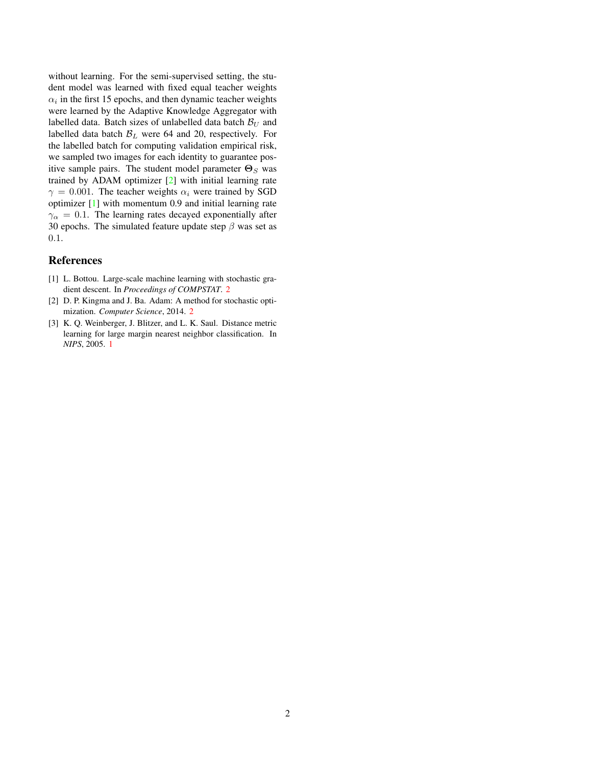without learning. For the semi-supervised setting, the student model was learned with fixed equal teacher weights $\alpha_i$ in the first 15 epochs, and then dynamic teacher weights were learned by the Adaptive Knowledge Aggregator with labelled data. Batch sizes of unlabelled data batch $\mathcal{B}_U$ and labelled data batch $\mathcal{B}_L$ were 64 and 20, respectively. For the labelled batch for computing validation empirical risk, we sampled two images for each identity to guarantee positive sample pairs. The student model parameter $\mathbf{\Theta}_S$ was trained by ADAM optimizer [2] with initial learning rate $\gamma = 0.001$. The teacher weights $\alpha_i$ were trained by SGD optimizer [1] with momentum 0.9 and initial learning rate $\gamma_\alpha = 0.1$. The learning rates decayed exponentially after 30 epochs. The simulated feature update step $\beta$ was set as 0.1.

## References

[1] L. Bottou. Large-scale machine learning with stochastic gradient descent. In *Proceedings of COMPSTAT*. 2

[2] D. P. Kingma and J. Ba. Adam: A method for stochastic optimization. *Computer Science*, 2014. 2

[3] K. Q. Weinberger, J. Blitzer, and L. K. Saul. Distance metric learning for large margin nearest neighbor classification. In *NIPS*, 2005. 1